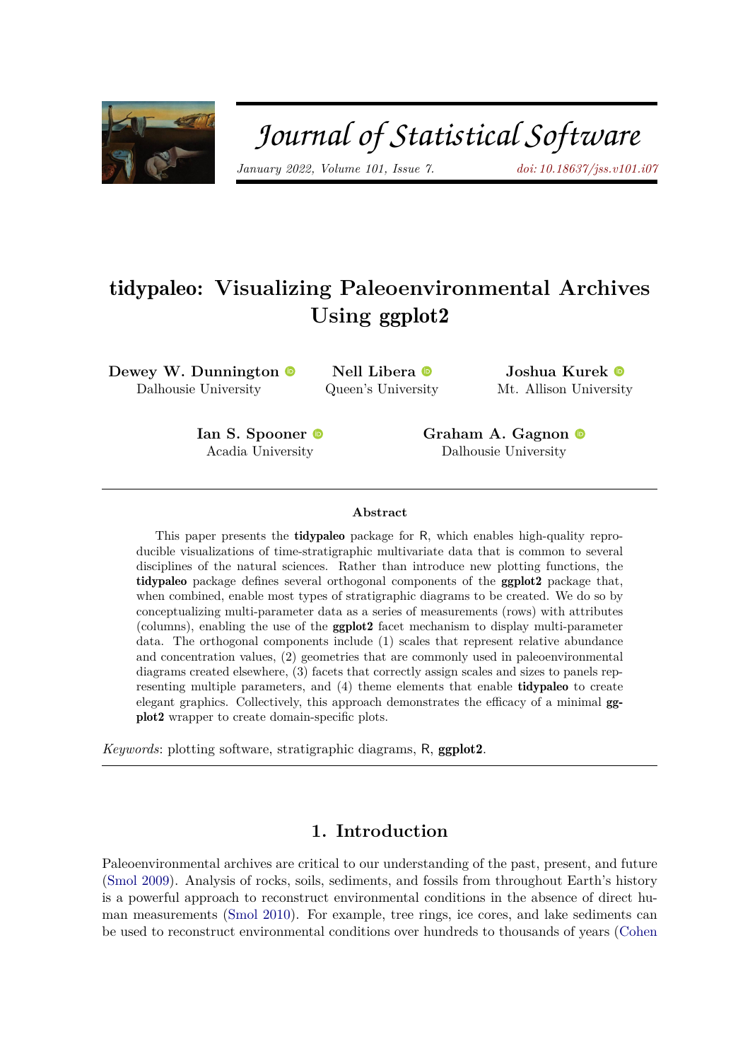# tidypaleo: Visualizing Paleoenvironmental Archives Using ggplot2

**Dewey W. Dunnington**
Dalhousie University

**Nell Libera**
Queen's University

**Joshua Kurek**
Mt. Allison University

**Ian S. Spooner**
Acadia University

**Graham A. Gagnon**
Dalhousie University

### Abstract

This paper presents the **tidypaleo** package for R, which enables high-quality reproducible visualizations of time-stratigraphic multivariate data that is common to several disciplines of the natural sciences. Rather than introduce new plotting functions, the **tidypaleo** package defines several orthogonal components of the **ggplot2** package that, when combined, enable most types of stratigraphic diagrams to be created. We do so by conceptualizing multi-parameter data as a series of measurements (rows) with attributes (columns), enabling the use of the **ggplot2** facet mechanism to display multi-parameter data. The orthogonal components include (1) scales that represent relative abundance and concentration values, (2) geometries that are commonly used in paleoenvironmental diagrams created elsewhere, (3) facets that correctly assign scales and sizes to panels representing multiple parameters, and (4) theme elements that enable **tidypaleo** to create elegant graphics. Collectively, this approach demonstrates the efficacy of a minimal **ggplot2** wrapper to create domain-specific plots.

*Keywords*: plotting software, stratigraphic diagrams, R, **ggplot2**.

## 1. Introduction

Paleoenvironmental archives are critical to our understanding of the past, present, and future (Smol 2009). Analysis of rocks, soils, sediments, and fossils from throughout Earth's history is a powerful approach to reconstruct environmental conditions in the absence of direct human measurements (Smol 2010). For example, tree rings, ice cores, and lake sediments can be used to reconstruct environmental conditions over hundreds to thousands of years (Cohen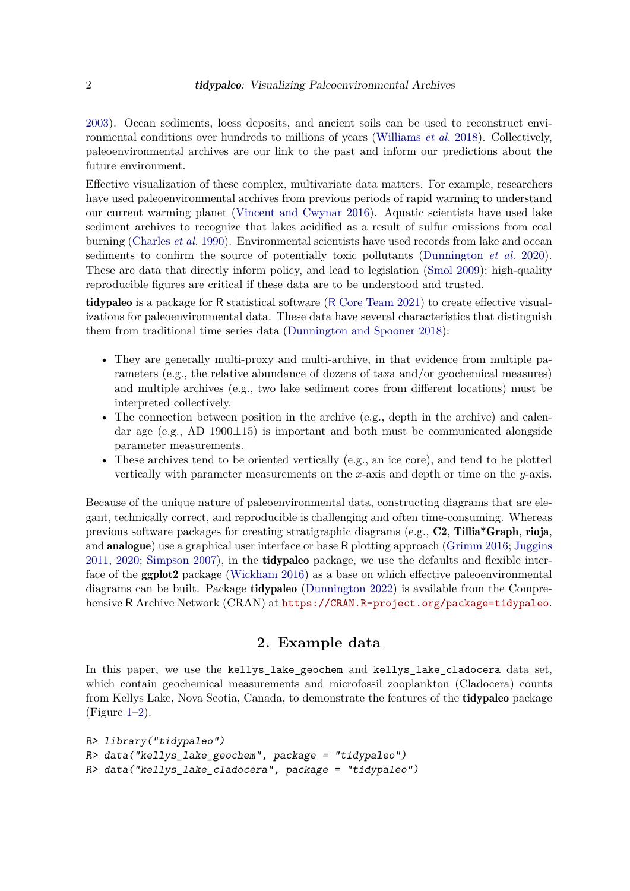2003). Ocean sediments, loess deposits, and ancient soils can be used to reconstruct environmental conditions over hundreds to millions of years (Williams *et al.* 2018). Collectively, paleoenvironmental archives are our link to the past and inform our predictions about the future environment.

Effective visualization of these complex, multivariate data matters. For example, researchers have used paleoenvironmental archives from previous periods of rapid warming to understand our current warming planet (Vincent and Cwynar 2016). Aquatic scientists have used lake sediment archives to recognize that lakes acidified as a result of sulfur emissions from coal burning (Charles *et al.* 1990). Environmental scientists have used records from lake and ocean sediments to confirm the source of potentially toxic pollutants (Dunnington *et al.* 2020). These are data that directly inform policy, and lead to legislation (Smol 2009); high-quality reproducible figures are critical if these data are to be understood and trusted.

**tidypaleo** is a package for R statistical software (R Core Team 2021) to create effective visualizations for paleoenvironmental data. These data have several characteristics that distinguish them from traditional time series data (Dunnington and Spooner 2018):

- They are generally multi-proxy and multi-archive, in that evidence from multiple parameters (e.g., the relative abundance of dozens of taxa and/or geochemical measures) and multiple archives (e.g., two lake sediment cores from different locations) must be interpreted collectively.
- The connection between position in the archive (e.g., depth in the archive) and calendar age (e.g., AD 1900±15) is important and both must be communicated alongside parameter measurements.
- These archives tend to be oriented vertically (e.g., an ice core), and tend to be plotted vertically with parameter measurements on the $x$-axis and depth or time on the $y$-axis.

Because of the unique nature of paleoenvironmental data, constructing diagrams that are elegant, technically correct, and reproducible is challenging and often time-consuming. Whereas previous software packages for creating stratigraphic diagrams (e.g., **C2**, **Tillia*Graph**, **rioja**, and **analogue**) use a graphical user interface or base R plotting approach (Grimm 2016; Juggins 2011, 2020; Simpson 2007), in the **tidypaleo** package, we use the defaults and flexible interface of the **ggplot2** package (Wickham 2016) as a base on which effective paleoenvironmental diagrams can be built. Package **tidypaleo** (Dunnington 2022) is available from the Comprehensive R Archive Network (CRAN) at `https://CRAN.R-project.org/package=tidypaleo`.

## 2. Example data

In this paper, we use the `kellys_lake_geochem` and `kellys_lake_cladocera` data set, which contain geochemical measurements and microfossil zooplankton (Cladocera) counts from Kellys Lake, Nova Scotia, Canada, to demonstrate the features of the **tidypaleo** package (Figure 1–2).

```
R> library("tidypaleo")
R> data("kellys_lake_geochem", package = "tidypaleo")
R> data("kellys_lake_cladocera", package = "tidypaleo")
```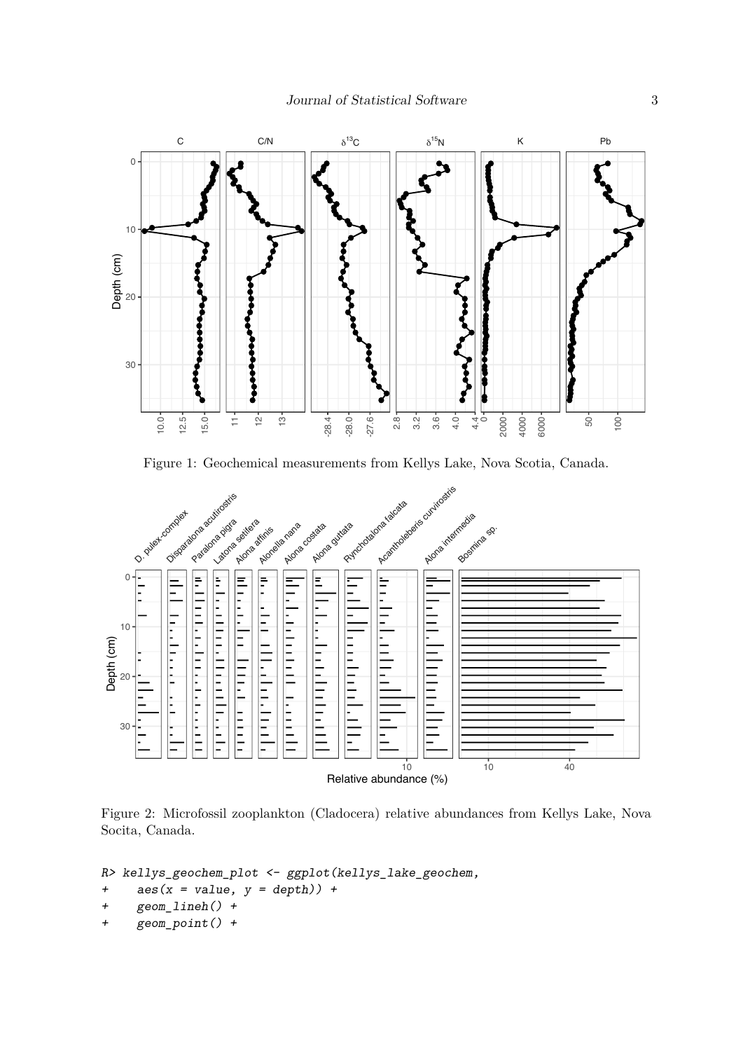Figure 1: Geochemical measurements from Kellys Lake, Nova Scotia, Canada.

Figure 2: Microfossil zooplankton (Cladocera) relative abundances from Kellys Lake, Nova Socita, Canada.

```
R> kellys_geochem_plot <- ggplot(kellys_lake_geochem,
+     aes(x = value, y = depth)) +
+     geom_lineh() +
+     geom_point() +
```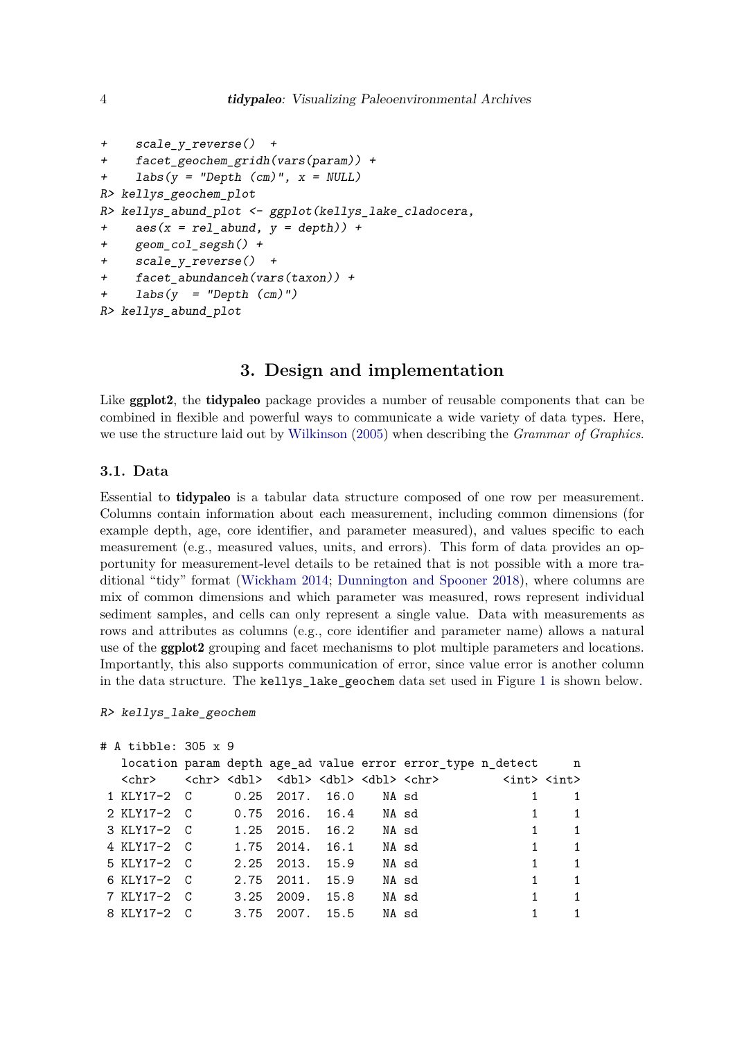```
+    scale_y_reverse()  +
+    facet_geochem_gridh(vars(param)) +
+    labs(y = "Depth (cm)", x = NULL)
R> kellys_geochem_plot
R> kellys_abund_plot <- ggplot(kellys_lake_cladocera,
+    aes(x = rel_abund, y = depth)) +
+    geom_col_segsh() +
+    scale_y_reverse()  +
+    facet_abundanceh(vars(taxon)) +
+    labs(y  = "Depth (cm)")
R> kellys_abund_plot
```

## 3. Design and implementation

Like **ggplot2**, the **tidypaleo** package provides a number of reusable components that can be combined in flexible and powerful ways to communicate a wide variety of data types. Here, we use the structure laid out by Wilkinson (2005) when describing the *Grammar of Graphics*.

### 3.1. Data

Essential to **tidypaleo** is a tabular data structure composed of one row per measurement. Columns contain information about each measurement, including common dimensions (for example depth, age, core identifier, and parameter measured), and values specific to each measurement (e.g., measured values, units, and errors). This form of data provides an opportunity for measurement-level details to be retained that is not possible with a more traditional "tidy" format (Wickham 2014; Dunnington and Spooner 2018), where columns are mix of common dimensions and which parameter was measured, rows represent individual sediment samples, and cells can only represent a single value. Data with measurements as rows and attributes as columns (e.g., core identifier and parameter name) allows a natural use of the **ggplot2** grouping and facet mechanisms to plot multiple parameters and locations. Importantly, this also supports communication of error, since value error is another column in the data structure. The `kellys_lake_geochem` data set used in Figure 1 is shown below.

```
R> kellys_lake_geochem

# A tibble: 305 x 9
   location param depth age_ad value error error_type n_detect     n
   <chr>    <chr> <dbl>  <dbl> <dbl> <dbl> <chr>         <int> <int>
 1 KLY17-2  C      0.25  2017.  16.0    NA sd                1     1
 2 KLY17-2  C      0.75  2016.  16.4    NA sd                1     1
 3 KLY17-2  C      1.25  2015.  16.2    NA sd                1     1
 4 KLY17-2  C      1.75  2014.  16.1    NA sd                1     1
 5 KLY17-2  C      2.25  2013.  15.9    NA sd                1     1
 6 KLY17-2  C      2.75  2011.  15.9    NA sd                1     1
 7 KLY17-2  C      3.25  2009.  15.8    NA sd                1     1
 8 KLY17-2  C      3.75  2007.  15.5    NA sd                1     1
```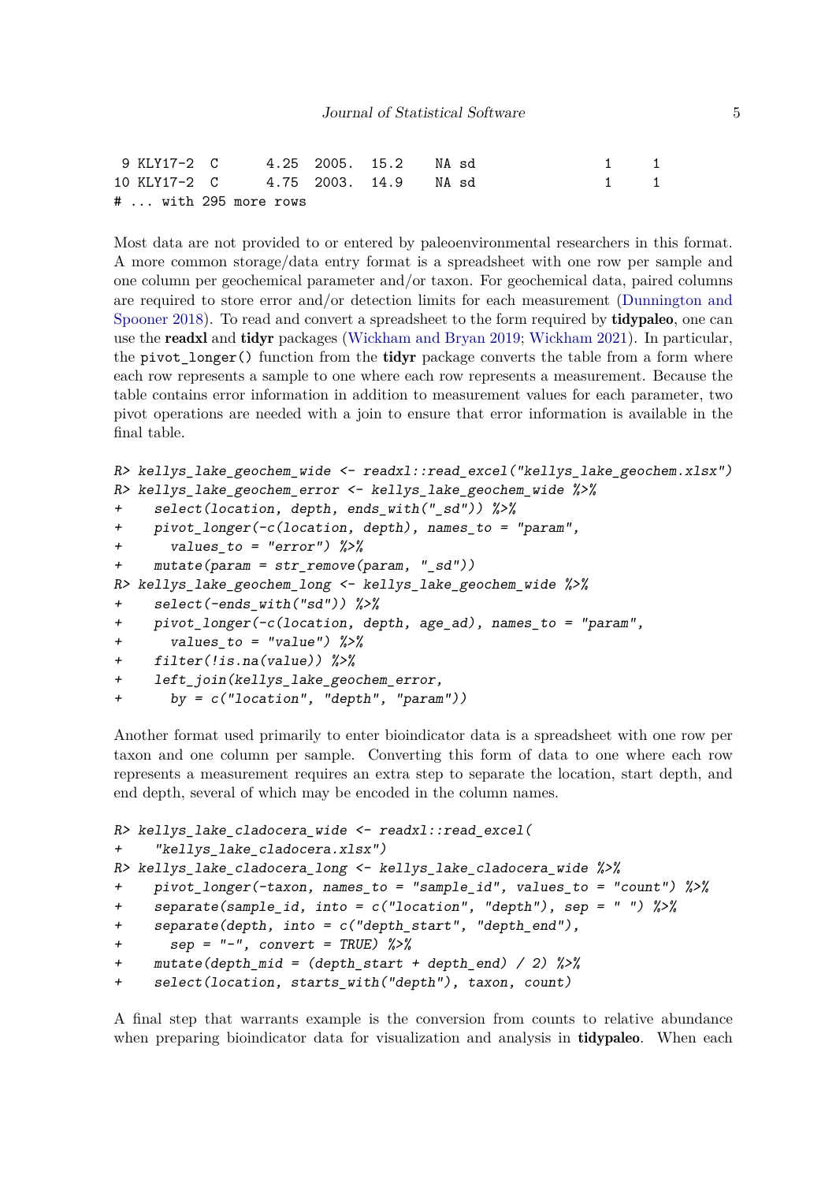```
 9 KLY17-2  C      4.25  2005.  15.2    NA sd                 1     1
10 KLY17-2  C      4.75  2003.  14.9    NA sd                 1     1
# ... with 295 more rows
```

Most data are not provided to or entered by paleoenvironmental researchers in this format. A more common storage/data entry format is a spreadsheet with one row per sample and one column per geochemical parameter and/or taxon. For geochemical data, paired columns are required to store error and/or detection limits for each measurement (Dunnington and Spooner 2018). To read and convert a spreadsheet to the form required by **tidypaleo**, one can use the **readxl** and **tidyr** packages (Wickham and Bryan 2019; Wickham 2021). In particular, the `pivot_longer()` function from the **tidyr** package converts the table from a form where each row represents a sample to one where each row represents a measurement. Because the table contains error information in addition to measurement values for each parameter, two pivot operations are needed with a join to ensure that error information is available in the final table.

```
R> kellys_lake_geochem_wide <- readxl::read_excel("kellys_lake_geochem.xlsx")
R> kellys_lake_geochem_error <- kellys_lake_geochem_wide %>%
+    select(location, depth, ends_with("_sd")) %>%
+    pivot_longer(-c(location, depth), names_to = "param",
+      values_to = "error") %>%
+    mutate(param = str_remove(param, "_sd"))
R> kellys_lake_geochem_long <- kellys_lake_geochem_wide %>%
+    select(-ends_with("sd")) %>%
+    pivot_longer(-c(location, depth, age_ad), names_to = "param",
+      values_to = "value") %>%
+    filter(!is.na(value)) %>%
+    left_join(kellys_lake_geochem_error,
+      by = c("location", "depth", "param"))
```

Another format used primarily to enter bioindicator data is a spreadsheet with one row per taxon and one column per sample. Converting this form of data to one where each row represents a measurement requires an extra step to separate the location, start depth, and end depth, several of which may be encoded in the column names.

```
R> kellys_lake_cladocera_wide <- readxl::read_excel(
+    "kellys_lake_cladocera.xlsx")
R> kellys_lake_cladocera_long <- kellys_lake_cladocera_wide %>%
+    pivot_longer(-taxon, names_to = "sample_id", values_to = "count") %>%
+    separate(sample_id, into = c("location", "depth"), sep = " ") %>%
+    separate(depth, into = c("depth_start", "depth_end"),
+      sep = "-", convert = TRUE) %>%
+    mutate(depth_mid = (depth_start + depth_end) / 2) %>%
+    select(location, starts_with("depth"), taxon, count)
```

A final step that warrants example is the conversion from counts to relative abundance when preparing bioindicator data for visualization and analysis in **tidypaleo**. When each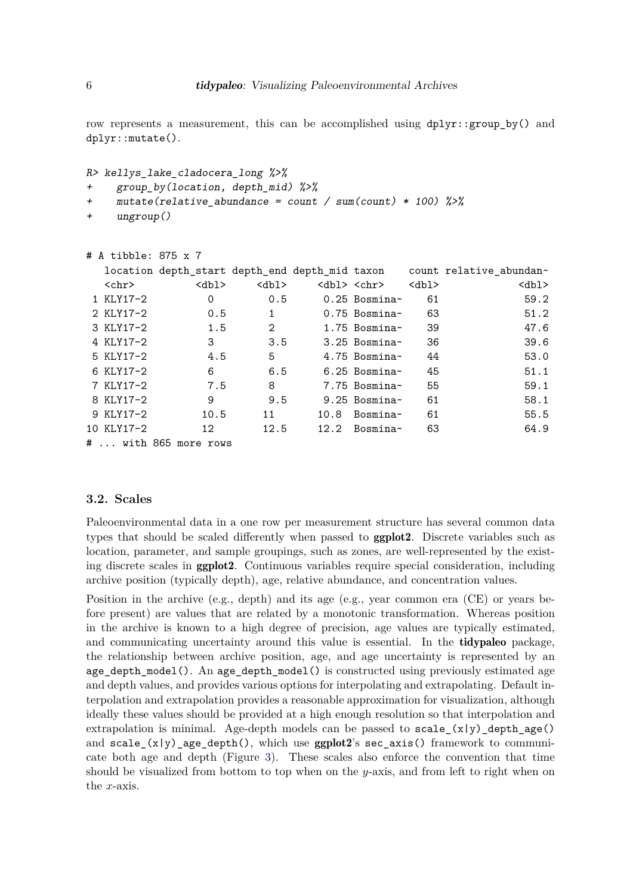row represents a measurement, this can be accomplished using `dplyr::group_by()` and `dplyr::mutate()`.

```
R> kellys_lake_cladocera_long %>%
+    group_by(location, depth_mid) %>%
+    mutate(relative_abundance = count / sum(count) * 100) %>%
+    ungroup()
```

```
# A tibble: 875 x 7
   location depth_start depth_end depth_mid taxon    count relative_abundan~
   <chr>          <dbl>     <dbl>     <dbl> <chr>    <dbl>             <dbl>
 1 KLY17-2          0         0.5      0.25 Bosmina~    61              59.2
 2 KLY17-2          0.5       1        0.75 Bosmina~    63              51.2
 3 KLY17-2          1.5       2        1.75 Bosmina~    39              47.6
 4 KLY17-2          3         3.5      3.25 Bosmina~    36              39.6
 5 KLY17-2          4.5       5        4.75 Bosmina~    44              53.0
 6 KLY17-2          6         6.5      6.25 Bosmina~    45              51.1
 7 KLY17-2          7.5       8        7.75 Bosmina~    55              59.1
 8 KLY17-2          9         9.5      9.25 Bosmina~    61              58.1
 9 KLY17-2         10.5      11       10.8  Bosmina~    61              55.5
10 KLY17-2         12        12.5     12.2  Bosmina~    63              64.9
# ... with 865 more rows
```

### 3.2. Scales

Paleoenvironmental data in a one row per measurement structure has several common data types that should be scaled differently when passed to **ggplot2**. Discrete variables such as location, parameter, and sample groupings, such as zones, are well-represented by the existing discrete scales in **ggplot2**. Continuous variables require special consideration, including archive position (typically depth), age, relative abundance, and concentration values.

Position in the archive (e.g., depth) and its age (e.g., year common era (CE) or years before present) are values that are related by a monotonic transformation. Whereas position in the archive is known to a high degree of precision, age values are typically estimated, and communicating uncertainty around this value is essential. In the **tidypaleo** package, the relationship between archive position, age, and age uncertainty is represented by an `age_depth_model()`. An `age_depth_model()` is constructed using previously estimated age and depth values, and provides various options for interpolating and extrapolating. Default interpolation and extrapolation provides a reasonable approximation for visualization, although ideally these values should be provided at a high enough resolution so that interpolation and extrapolation is minimal. Age-depth models can be passed to `scale_(x|y)_depth_age()` and `scale_(x|y)_age_depth()`, which use **ggplot2**'s `sec_axis()` framework to communicate both age and depth (Figure 3). These scales also enforce the convention that time should be visualized from bottom to top when on the *y*-axis, and from left to right when on the *x*-axis.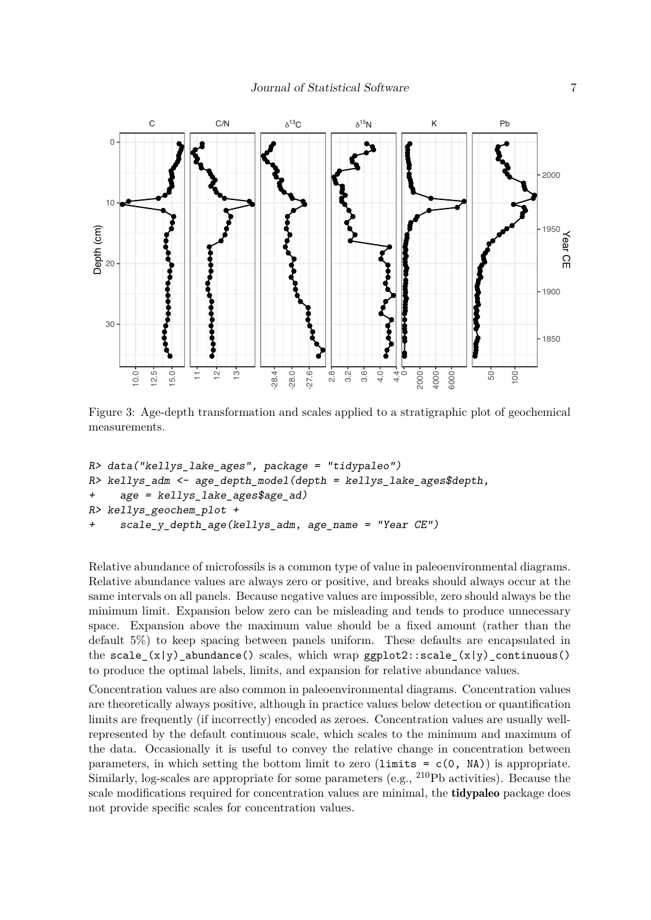Figure 3: Age-depth transformation and scales applied to a stratigraphic plot of geochemical measurements.

```
R> data("kellys_lake_ages", package = "tidypaleo")
R> kellys_adm <- age_depth_model(depth = kellys_lake_ages$depth,
+     age = kellys_lake_ages$age_ad)
R> kellys_geochem_plot +
+     scale_y_depth_age(kellys_adm, age_name = "Year CE")
```

Relative abundance of microfossils is a common type of value in paleoenvironmental diagrams. Relative abundance values are always zero or positive, and breaks should always occur at the same intervals on all panels. Because negative values are impossible, zero should always be the minimum limit. Expansion below zero can be misleading and tends to produce unnecessary space. Expansion above the maximum value should be a fixed amount (rather than the default 5%) to keep spacing between panels uniform. These defaults are encapsulated in the `scale_(x|y)_abundance()` scales, which wrap `ggplot2::scale_(x|y)_continuous()` to produce the optimal labels, limits, and expansion for relative abundance values.

Concentration values are also common in paleoenvironmental diagrams. Concentration values are theoretically always positive, although in practice values below detection or quantification limits are frequently (if incorrectly) encoded as zeroes. Concentration values are usually well-represented by the default continuous scale, which scales to the minimum and maximum of the data. Occasionally it is useful to convey the relative change in concentration between parameters, in which setting the bottom limit to zero (`limits = c(0, NA)`) is appropriate. Similarly, log-scales are appropriate for some parameters (e.g., $^{210}$Pb activities). Because the scale modifications required for concentration values are minimal, the **tidypaleo** package does not provide specific scales for concentration values.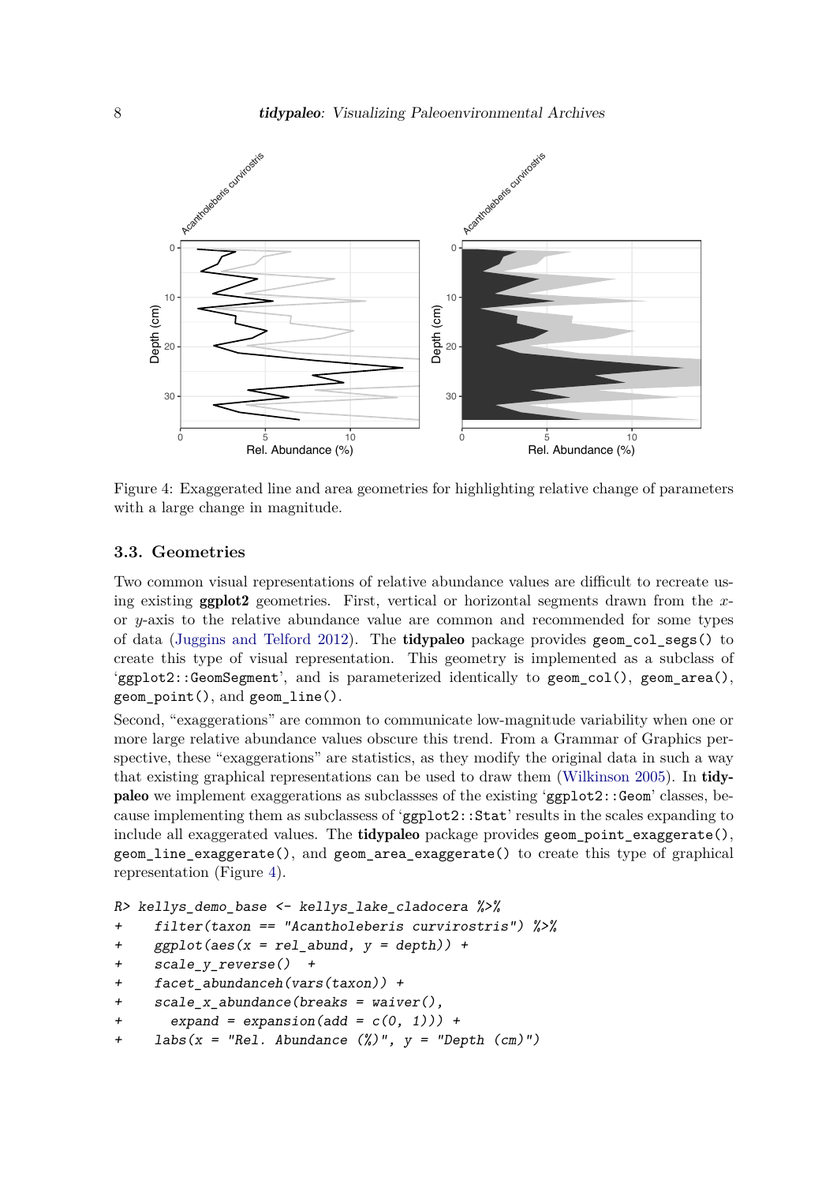Figure 4: Exaggerated line and area geometries for highlighting relative change of parameters with a large change in magnitude.

### 3.3. Geometries

Two common visual representations of relative abundance values are difficult to recreate using existing **ggplot2** geometries. First, vertical or horizontal segments drawn from the $x$- or $y$-axis to the relative abundance value are common and recommended for some types of data (Juggins and Telford 2012). The **tidypaleo** package provides `geom_col_segs()` to create this type of visual representation. This geometry is implemented as a subclass of '`ggplot2::GeomSegment`', and is parameterized identically to `geom_col()`, `geom_area()`, `geom_point()`, and `geom_line()`.

Second, "exaggerations" are common to communicate low-magnitude variability when one or more large relative abundance values obscure this trend. From a Grammar of Graphics perspective, these "exaggerations" are statistics, as they modify the original data in such a way that existing graphical representations can be used to draw them (Wilkinson 2005). In **tidypaleo** we implement exaggerations as subclassses of the existing '`ggplot2::Geom`' classes, because implementing them as subclassess of '`ggplot2::Stat`' results in the scales expanding to include all exaggerated values. The **tidypaleo** package provides `geom_point_exaggerate()`, `geom_line_exaggerate()`, and `geom_area_exaggerate()` to create this type of graphical representation (Figure 4).

```
R> kellys_demo_base <- kellys_lake_cladocera %>%
+    filter(taxon == "Acantholeberis curvirostris") %>%
+    ggplot(aes(x = rel_abund, y = depth)) +
+    scale_y_reverse()  +
+    facet_abundanceh(vars(taxon)) +
+    scale_x_abundance(breaks = waiver(),
+      expand = expansion(add = c(0, 1))) +
+    labs(x = "Rel. Abundance (%)", y = "Depth (cm)")
```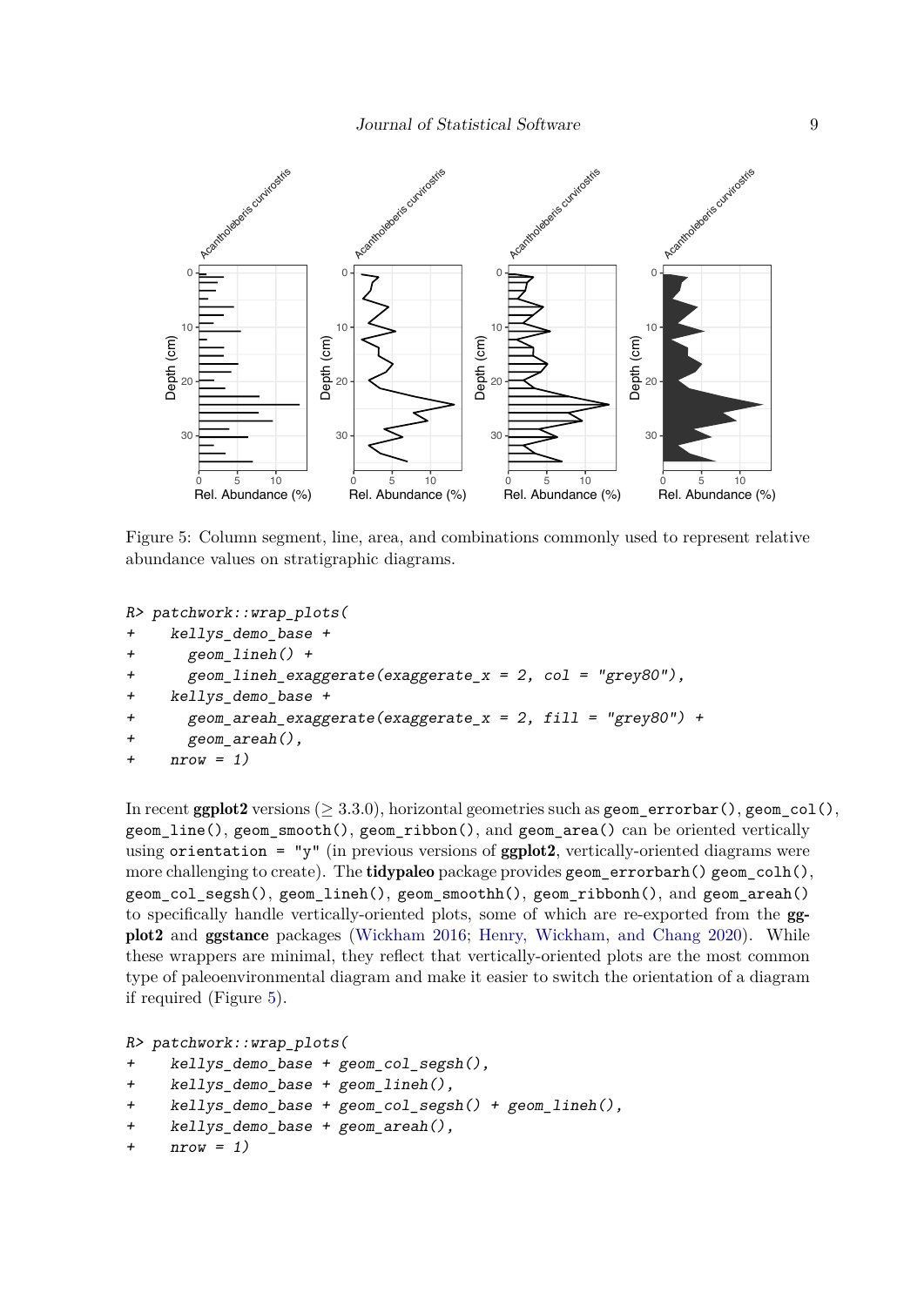Figure 5: Column segment, line, area, and combinations commonly used to represent relative abundance values on stratigraphic diagrams.

```
R> patchwork::wrap_plots(
+    kellys_demo_base +
+      geom_lineh() +
+      geom_lineh_exaggerate(exaggerate_x = 2, col = "grey80"),
+    kellys_demo_base +
+      geom_areah_exaggerate(exaggerate_x = 2, fill = "grey80") +
+      geom_areah(),
+    nrow = 1)
```

In recent **ggplot2** versions ($\geq$ 3.3.0), horizontal geometries such as `geom_errorbar()`, `geom_col()`, `geom_line()`, `geom_smooth()`, `geom_ribbon()`, and `geom_area()` can be oriented vertically using `orientation = "y"` (in previous versions of **ggplot2**, vertically-oriented diagrams were more challenging to create). The **tidypaleo** package provides `geom_errorbarh()` `geom_colh()`, `geom_col_segsh()`, `geom_lineh()`, `geom_smoothh()`, `geom_ribbonh()`, and `geom_areah()` to specifically handle vertically-oriented plots, some of which are re-exported from the **ggplot2** and **ggstance** packages (Wickham 2016; Henry, Wickham, and Chang 2020). While these wrappers are minimal, they reflect that vertically-oriented plots are the most common type of paleoenvironmental diagram and make it easier to switch the orientation of a diagram if required (Figure 5).

```
R> patchwork::wrap_plots(
+    kellys_demo_base + geom_col_segsh(),
+    kellys_demo_base + geom_lineh(),
+    kellys_demo_base + geom_col_segsh() + geom_lineh(),
+    kellys_demo_base + geom_areah(),
+    nrow = 1)
```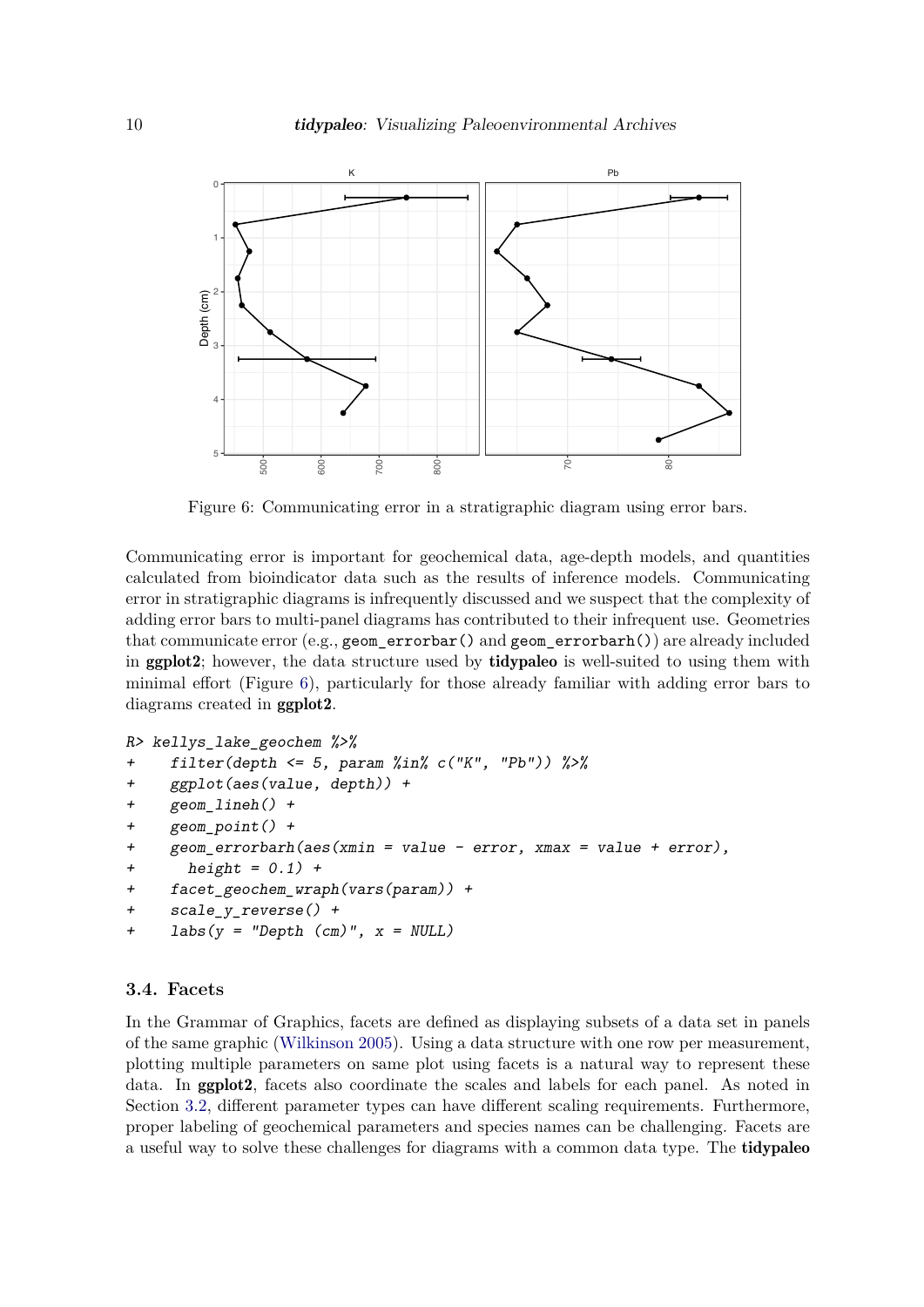Figure 6: Communicating error in a stratigraphic diagram using error bars.

Communicating error is important for geochemical data, age-depth models, and quantities calculated from bioindicator data such as the results of inference models. Communicating error in stratigraphic diagrams is infrequently discussed and we suspect that the complexity of adding error bars to multi-panel diagrams has contributed to their infrequent use. Geometries that communicate error (e.g., `geom_errorbar()` and `geom_errorbarh()`) are already included in **ggplot2**; however, the data structure used by **tidypaleo** is well-suited to using them with minimal effort (Figure 6), particularly for those already familiar with adding error bars to diagrams created in **ggplot2**.

```
R> kellys_lake_geochem %>%
+    filter(depth <= 5, param %in% c("K", "Pb")) %>%
+    ggplot(aes(value, depth)) +
+    geom_lineh() +
+    geom_point() +
+    geom_errorbarh(aes(xmin = value - error, xmax = value + error),
+      height = 0.1) +
+    facet_geochem_wraph(vars(param)) +
+    scale_y_reverse() +
+    labs(y = "Depth (cm)", x = NULL)
```

### 3.4. Facets

In the Grammar of Graphics, facets are defined as displaying subsets of a data set in panels of the same graphic (Wilkinson 2005). Using a data structure with one row per measurement, plotting multiple parameters on same plot using facets is a natural way to represent these data. In **ggplot2**, facets also coordinate the scales and labels for each panel. As noted in Section 3.2, different parameter types can have different scaling requirements. Furthermore, proper labeling of geochemical parameters and species names can be challenging. Facets are a useful way to solve these challenges for diagrams with a common data type. The **tidypaleo**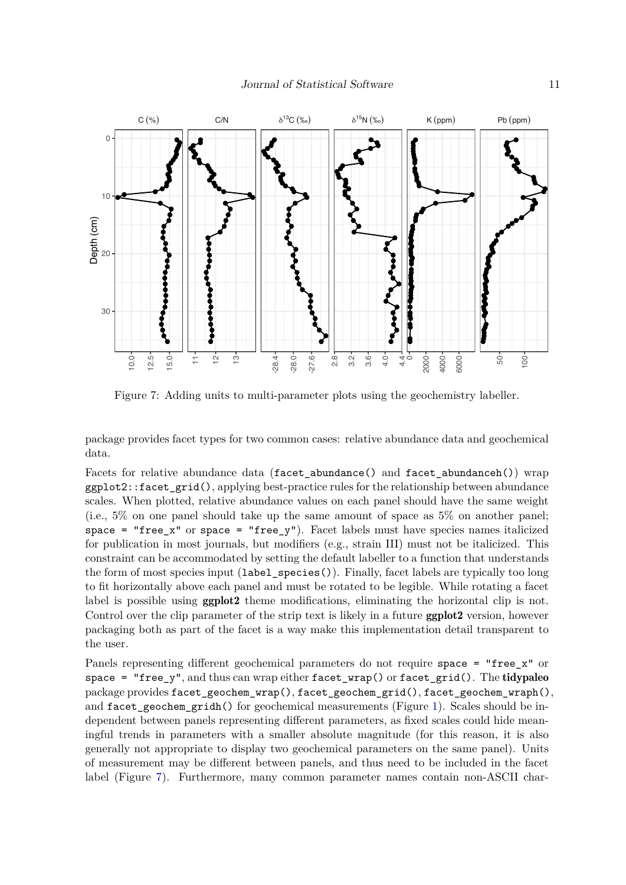Figure 7: Adding units to multi-parameter plots using the geochemistry labeller.

package provides facet types for two common cases: relative abundance data and geochemical data.

Facets for relative abundance data (`facet_abundance()` and `facet_abundanceh()`) wrap `ggplot2::facet_grid()`, applying best-practice rules for the relationship between abundance scales. When plotted, relative abundance values on each panel should have the same weight (i.e., 5% on one panel should take up the same amount of space as 5% on another panel; `space = "free_x"` or `space = "free_y"`). Facet labels must have species names italicized for publication in most journals, but modifiers (e.g., strain III) must not be italicized. This constraint can be accommodated by setting the default labeller to a function that understands the form of most species input (`label_species()`). Finally, facet labels are typically too long to fit horizontally above each panel and must be rotated to be legible. While rotating a facet label is possible using **ggplot2** theme modifications, eliminating the horizontal clip is not. Control over the clip parameter of the strip text is likely in a future **ggplot2** version, however packaging both as part of the facet is a way make this implementation detail transparent to the user.

Panels representing different geochemical parameters do not require `space = "free_x"` or `space = "free_y"`, and thus can wrap either `facet_wrap()` or `facet_grid()`. The **tidypaleo** package provides `facet_geochem_wrap()`, `facet_geochem_grid()`, `facet_geochem_wraph()`, and `facet_geochem_gridh()` for geochemical measurements (Figure 1). Scales should be independent between panels representing different parameters, as fixed scales could hide meaningful trends in parameters with a smaller absolute magnitude (for this reason, it is also generally not appropriate to display two geochemical parameters on the same panel). Units of measurement may be different between panels, and thus need to be included in the facet label (Figure 7). Furthermore, many common parameter names contain non-ASCII char-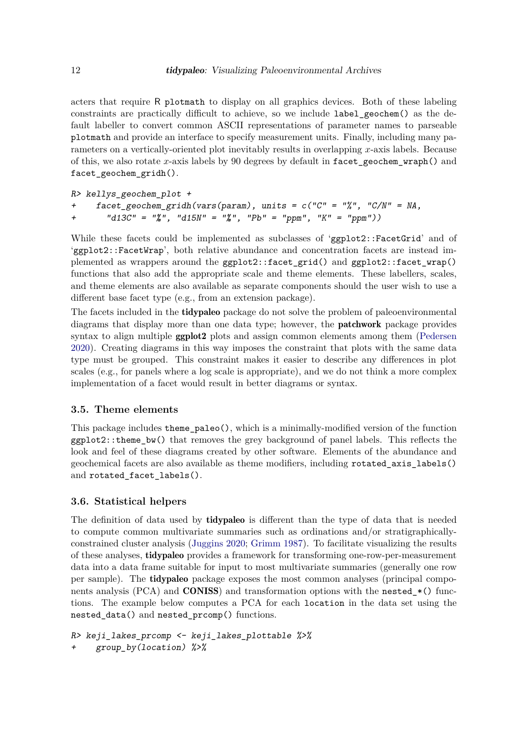acters that require R plotmath to display on all graphics devices. Both of these labeling constraints are practically difficult to achieve, so we include `label_geochem()` as the default labeller to convert common ASCII representations of parameter names to parseable plotmath and provide an interface to specify measurement units. Finally, including many parameters on a vertically-oriented plot inevitably results in overlapping $x$-axis labels. Because of this, we also rotate $x$-axis labels by 90 degrees by default in `facet_geochem_wraph()` and `facet_geochem_gridh()`.

```
R> kellys_geochem_plot +
+    facet_geochem_gridh(vars(param), units = c("C" = "%", "C/N" = NA,
+      "d13C" = "%", "d15N" = "%", "Pb" = "ppm", "K" = "ppm"))
```

While these facets could be implemented as subclasses of 'ggplot2::FacetGrid' and of 'ggplot2::FacetWrap', both relative abundance and concentration facets are instead implemented as wrappers around the `ggplot2::facet_grid()` and `ggplot2::facet_wrap()` functions that also add the appropriate scale and theme elements. These labellers, scales, and theme elements are also available as separate components should the user wish to use a different base facet type (e.g., from an extension package).

The facets included in the **tidypaleo** package do not solve the problem of paleoenvironmental diagrams that display more than one data type; however, the **patchwork** package provides syntax to align multiple **ggplot2** plots and assign common elements among them (Pedersen 2020). Creating diagrams in this way imposes the constraint that plots with the same data type must be grouped. This constraint makes it easier to describe any differences in plot scales (e.g., for panels where a log scale is appropriate), and we do not think a more complex implementation of a facet would result in better diagrams or syntax.

### 3.5. Theme elements

This package includes `theme_paleo()`, which is a minimally-modified version of the function `ggplot2::theme_bw()` that removes the grey background of panel labels. This reflects the look and feel of these diagrams created by other software. Elements of the abundance and geochemical facets are also available as theme modifiers, including `rotated_axis_labels()` and `rotated_facet_labels()`.

### 3.6. Statistical helpers

The definition of data used by **tidypaleo** is different than the type of data that is needed to compute common multivariate summaries such as ordinations and/or stratigraphically-constrained cluster analysis (Juggins 2020; Grimm 1987). To facilitate visualizing the results of these analyses, **tidypaleo** provides a framework for transforming one-row-per-measurement data into a data frame suitable for input to most multivariate summaries (generally one row per sample). The **tidypaleo** package exposes the most common analyses (principal components analysis (PCA) and **CONISS**) and transformation options with the `nested_*()` functions. The example below computes a PCA for each `location` in the data set using the `nested_data()` and `nested_prcomp()` functions.

```
R> keji_lakes_prcomp <- keji_lakes_plottable %>%
+    group_by(location) %>%
```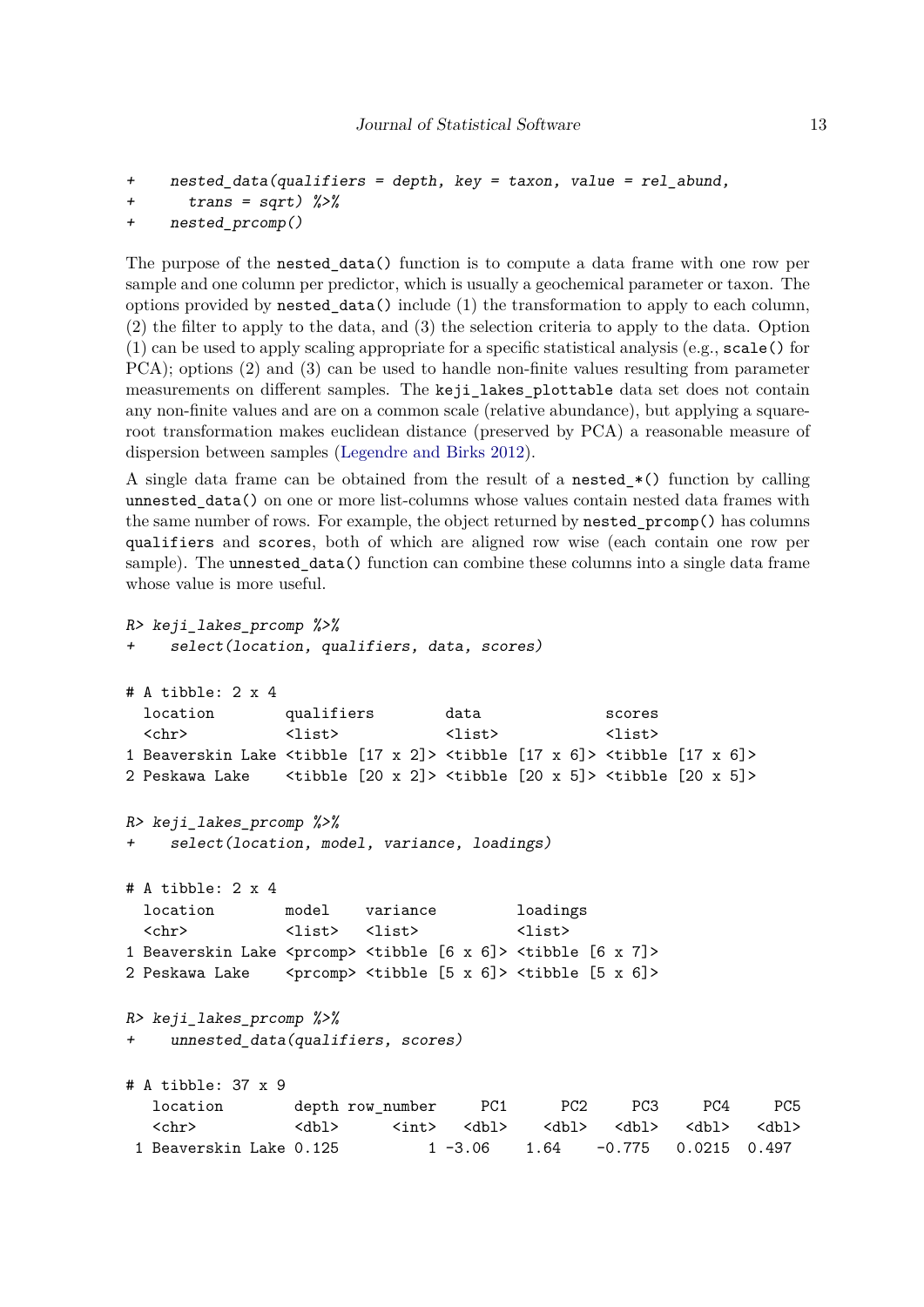```
+    nested_data(qualifiers = depth, key = taxon, value = rel_abund,
+      trans = sqrt) %>%
+    nested_prcomp()
```

The purpose of the `nested_data()` function is to compute a data frame with one row per sample and one column per predictor, which is usually a geochemical parameter or taxon. The options provided by `nested_data()` include (1) the transformation to apply to each column, (2) the filter to apply to the data, and (3) the selection criteria to apply to the data. Option (1) can be used to apply scaling appropriate for a specific statistical analysis (e.g., `scale()` for PCA); options (2) and (3) can be used to handle non-finite values resulting from parameter measurements on different samples. The `keji_lakes_plottable` data set does not contain any non-finite values and are on a common scale (relative abundance), but applying a square-root transformation makes euclidean distance (preserved by PCA) a reasonable measure of dispersion between samples (Legendre and Birks 2012).

A single data frame can be obtained from the result of a `nested_*()` function by calling `unnested_data()` on one or more list-columns whose values contain nested data frames with the same number of rows. For example, the object returned by `nested_prcomp()` has columns `qualifiers` and `scores`, both of which are aligned row wise (each contain one row per sample). The `unnested_data()` function can combine these columns into a single data frame whose value is more useful.

```
R> keji_lakes_prcomp %>%
+    select(location, qualifiers, data, scores)

# A tibble: 2 x 4
  location        qualifiers        data              scores
  <chr>           <list>            <list>            <list>
1 Beaverskin Lake <tibble [17 x 2]> <tibble [17 x 6]> <tibble [17 x 6]>
2 Peskawa Lake    <tibble [20 x 2]> <tibble [20 x 5]> <tibble [20 x 5]>

R> keji_lakes_prcomp %>%
+    select(location, model, variance, loadings)

# A tibble: 2 x 4
  location        model    variance         loadings
  <chr>           <list>   <list>           <list>
1 Beaverskin Lake <prcomp> <tibble [6 x 6]> <tibble [6 x 7]>
2 Peskawa Lake    <prcomp> <tibble [5 x 6]> <tibble [5 x 6]>

R> keji_lakes_prcomp %>%
+    unnested_data(qualifiers, scores)

# A tibble: 37 x 9
   location        depth row_number     PC1     PC2     PC3     PC4     PC5
   <chr>           <dbl>      <int>   <dbl>   <dbl>   <dbl>   <dbl>   <dbl>
 1 Beaverskin Lake 0.125          1 -3.06    1.64    -0.775   0.0215  0.497
```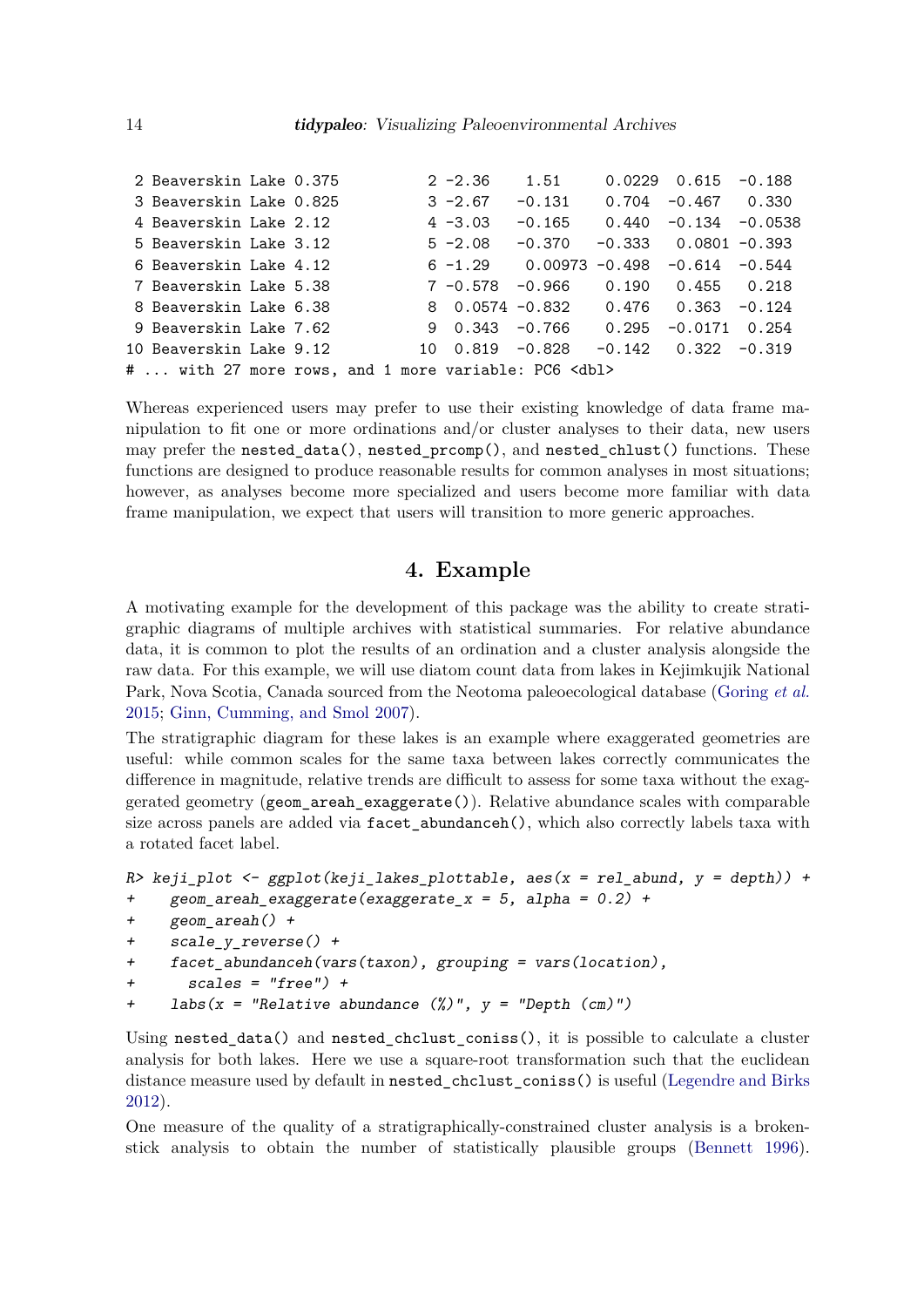```
 2 Beaverskin Lake 0.375         2 -2.36    1.51     0.0229  0.615  -0.188
 3 Beaverskin Lake 0.825         3 -2.67   -0.131    0.704  -0.467   0.330
 4 Beaverskin Lake 2.12          4 -3.03   -0.165    0.440  -0.134  -0.0538
 5 Beaverskin Lake 3.12          5 -2.08   -0.370   -0.333   0.0801 -0.393
 6 Beaverskin Lake 4.12          6 -1.29    0.00973 -0.498  -0.614  -0.544
 7 Beaverskin Lake 5.38          7 -0.578  -0.966    0.190   0.455   0.218
 8 Beaverskin Lake 6.38          8  0.0574 -0.832    0.476   0.363  -0.124
 9 Beaverskin Lake 7.62          9  0.343  -0.766    0.295  -0.0171  0.254
10 Beaverskin Lake 9.12         10  0.819  -0.828   -0.142   0.322  -0.319
# ... with 27 more rows, and 1 more variable: PC6 <dbl>
```

Whereas experienced users may prefer to use their existing knowledge of data frame manipulation to fit one or more ordinations and/or cluster analyses to their data, new users may prefer the `nested_data()`, `nested_prcomp()`, and `nested_chlust()` functions. These functions are designed to produce reasonable results for common analyses in most situations; however, as analyses become more specialized and users become more familiar with data frame manipulation, we expect that users will transition to more generic approaches.

## 4. Example

A motivating example for the development of this package was the ability to create stratigraphic diagrams of multiple archives with statistical summaries. For relative abundance data, it is common to plot the results of an ordination and a cluster analysis alongside the raw data. For this example, we will use diatom count data from lakes in Kejimkujik National Park, Nova Scotia, Canada sourced from the Neotoma paleoecological database (Goring *et al.* 2015; Ginn, Cumming, and Smol 2007).

The stratigraphic diagram for these lakes is an example where exaggerated geometries are useful: while common scales for the same taxa between lakes correctly communicates the difference in magnitude, relative trends are difficult to assess for some taxa without the exaggerated geometry (`geom_areah_exaggerate()`). Relative abundance scales with comparable size across panels are added via `facet_abundanceh()`, which also correctly labels taxa with a rotated facet label.

```
R> keji_plot <- ggplot(keji_lakes_plottable, aes(x = rel_abund, y = depth)) +
+    geom_areah_exaggerate(exaggerate_x = 5, alpha = 0.2) +
+    geom_areah() +
+    scale_y_reverse() +
+    facet_abundanceh(vars(taxon), grouping = vars(location),
+      scales = "free") +
+    labs(x = "Relative abundance (%)", y = "Depth (cm)")
```

Using `nested_data()` and `nested_chclust_coniss()`, it is possible to calculate a cluster analysis for both lakes. Here we use a square-root transformation such that the euclidean distance measure used by default in `nested_chclust_coniss()` is useful (Legendre and Birks 2012).

One measure of the quality of a stratigraphically-constrained cluster analysis is a broken-stick analysis to obtain the number of statistically plausible groups (Bennett 1996).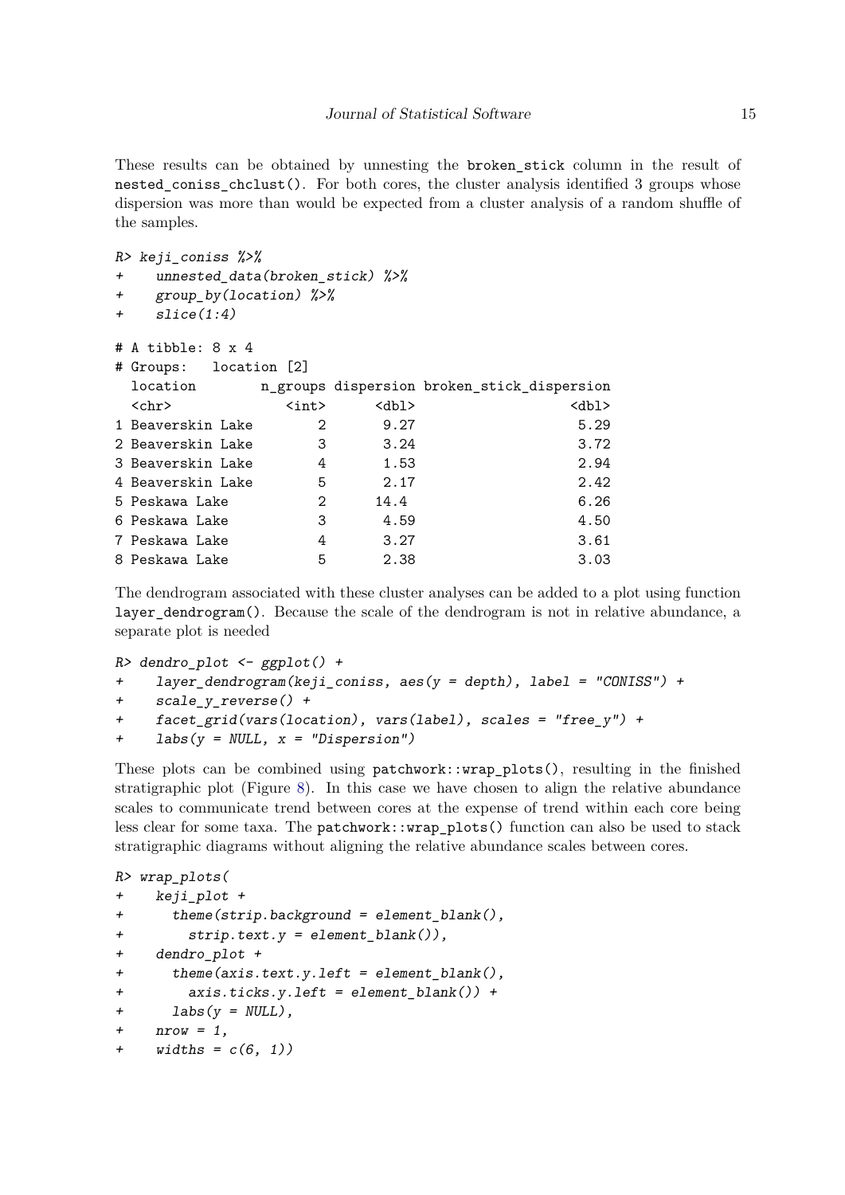These results can be obtained by unnesting the broken_stick column in the result of nested_coniss_chclust(). For both cores, the cluster analysis identified 3 groups whose dispersion was more than would be expected from a cluster analysis of a random shuffle of the samples.

```
R> keji_coniss %>%
+    unnested_data(broken_stick) %>%
+    group_by(location) %>%
+    slice(1:4)

# A tibble: 8 x 4
# Groups:   location [2]
  location        n_groups dispersion broken_stick_dispersion
  <chr>              <int>      <dbl>                   <dbl>
1 Beaverskin Lake        2       9.27                    5.29
2 Beaverskin Lake        3       3.24                    3.72
3 Beaverskin Lake        4       1.53                    2.94
4 Beaverskin Lake        5       2.17                    2.42
5 Peskawa Lake           2      14.4                     6.26
6 Peskawa Lake           3       4.59                    4.50
7 Peskawa Lake           4       3.27                    3.61
8 Peskawa Lake           5       2.38                    3.03
```

The dendrogram associated with these cluster analyses can be added to a plot using function layer_dendrogram(). Because the scale of the dendrogram is not in relative abundance, a separate plot is needed

```
R> dendro_plot <- ggplot() +
+    layer_dendrogram(keji_coniss, aes(y = depth), label = "CONISS") +
+    scale_y_reverse() +
+    facet_grid(vars(location), vars(label), scales = "free_y") +
+    labs(y = NULL, x = "Dispersion")
```

These plots can be combined using patchwork::wrap_plots(), resulting in the finished stratigraphic plot (Figure 8). In this case we have chosen to align the relative abundance scales to communicate trend between cores at the expense of trend within each core being less clear for some taxa. The patchwork::wrap_plots() function can also be used to stack stratigraphic diagrams without aligning the relative abundance scales between cores.

```
R> wrap_plots(
+    keji_plot +
+      theme(strip.background = element_blank(),
+        strip.text.y = element_blank()),
+    dendro_plot +
+      theme(axis.text.y.left = element_blank(),
+        axis.ticks.y.left = element_blank()) +
+      labs(y = NULL),
+    nrow = 1,
+    widths = c(6, 1))
```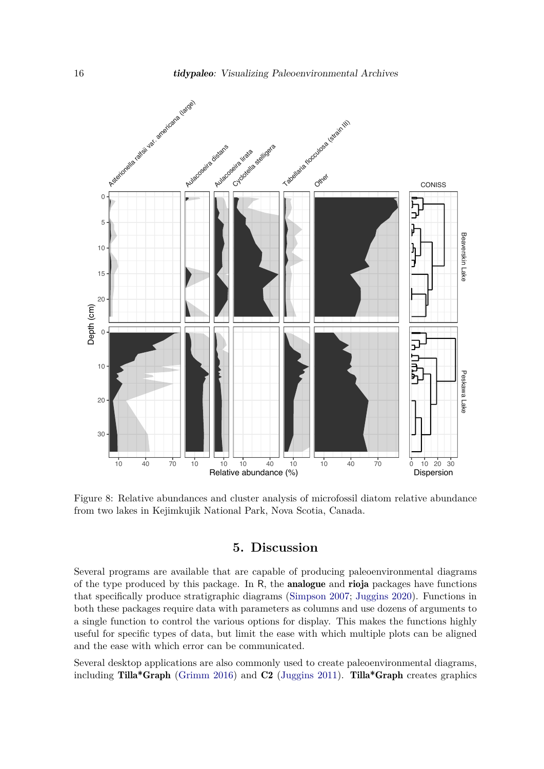Figure 8: Relative abundances and cluster analysis of microfossil diatom relative abundance from two lakes in Kejimkujik National Park, Nova Scotia, Canada.

## 5. Discussion

Several programs are available that are capable of producing paleoenvironmental diagrams of the type produced by this package. In R, the **analogue** and **rioja** packages have functions that specifically produce stratigraphic diagrams (Simpson 2007; Juggins 2020). Functions in both these packages require data with parameters as columns and use dozens of arguments to a single function to control the various options for display. This makes the functions highly useful for specific types of data, but limit the ease with which multiple plots can be aligned and the ease with which error can be communicated.

Several desktop applications are also commonly used to create paleoenvironmental diagrams, including **Tilla*Graph** (Grimm 2016) and **C2** (Juggins 2011). **Tilla*Graph** creates graphics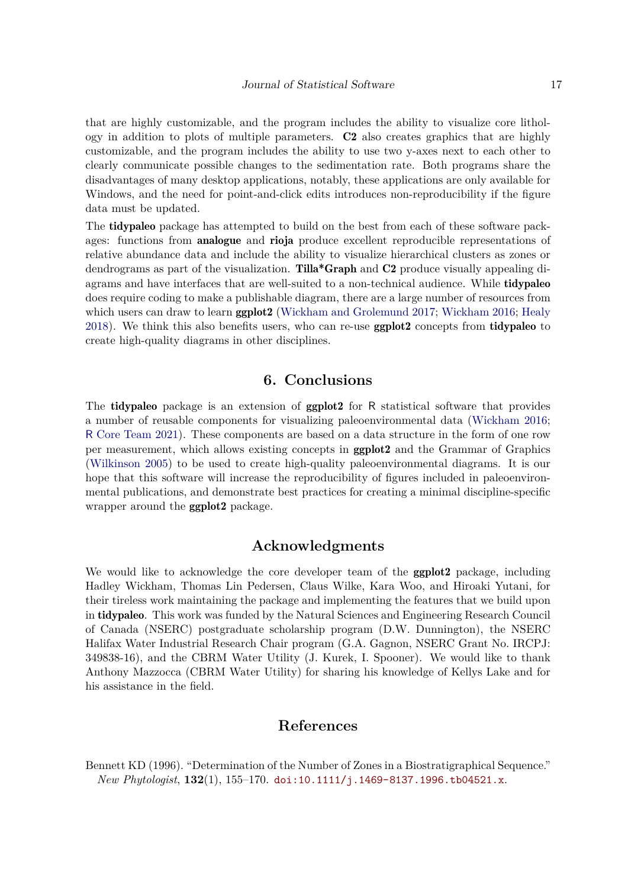that are highly customizable, and the program includes the ability to visualize core lithology in addition to plots of multiple parameters. **C2** also creates graphics that are highly customizable, and the program includes the ability to use two y-axes next to each other to clearly communicate possible changes to the sedimentation rate. Both programs share the disadvantages of many desktop applications, notably, these applications are only available for Windows, and the need for point-and-click edits introduces non-reproducibility if the figure data must be updated.

The **tidypaleo** package has attempted to build on the best from each of these software packages: functions from **analogue** and **rioja** produce excellent reproducible representations of relative abundance data and include the ability to visualize hierarchical clusters as zones or dendrograms as part of the visualization. **Tilla*Graph** and **C2** produce visually appealing diagrams and have interfaces that are well-suited to a non-technical audience. While **tidypaleo** does require coding to make a publishable diagram, there are a large number of resources from which users can draw to learn **ggplot2** (Wickham and Grolemund 2017; Wickham 2016; Healy 2018). We think this also benefits users, who can re-use **ggplot2** concepts from **tidypaleo** to create high-quality diagrams in other disciplines.

## 6. Conclusions

The **tidypaleo** package is an extension of **ggplot2** for R statistical software that provides a number of reusable components for visualizing paleoenvironmental data (Wickham 2016; R Core Team 2021). These components are based on a data structure in the form of one row per measurement, which allows existing concepts in **ggplot2** and the Grammar of Graphics (Wilkinson 2005) to be used to create high-quality paleoenvironmental diagrams. It is our hope that this software will increase the reproducibility of figures included in paleoenvironmental publications, and demonstrate best practices for creating a minimal discipline-specific wrapper around the **ggplot2** package.

## Acknowledgments

We would like to acknowledge the core developer team of the **ggplot2** package, including Hadley Wickham, Thomas Lin Pedersen, Claus Wilke, Kara Woo, and Hiroaki Yutani, for their tireless work maintaining the package and implementing the features that we build upon in **tidypaleo**. This work was funded by the Natural Sciences and Engineering Research Council of Canada (NSERC) postgraduate scholarship program (D.W. Dunnington), the NSERC Halifax Water Industrial Research Chair program (G.A. Gagnon, NSERC Grant No. IRCPJ: 349838-16), and the CBRM Water Utility (J. Kurek, I. Spooner). We would like to thank Anthony Mazzocca (CBRM Water Utility) for sharing his knowledge of Kellys Lake and for his assistance in the field.

## References

Bennett KD (1996). "Determination of the Number of Zones in a Biostratigraphical Sequence." *New Phytologist*, **132**(1), 155–170. doi:10.1111/j.1469-8137.1996.tb04521.x.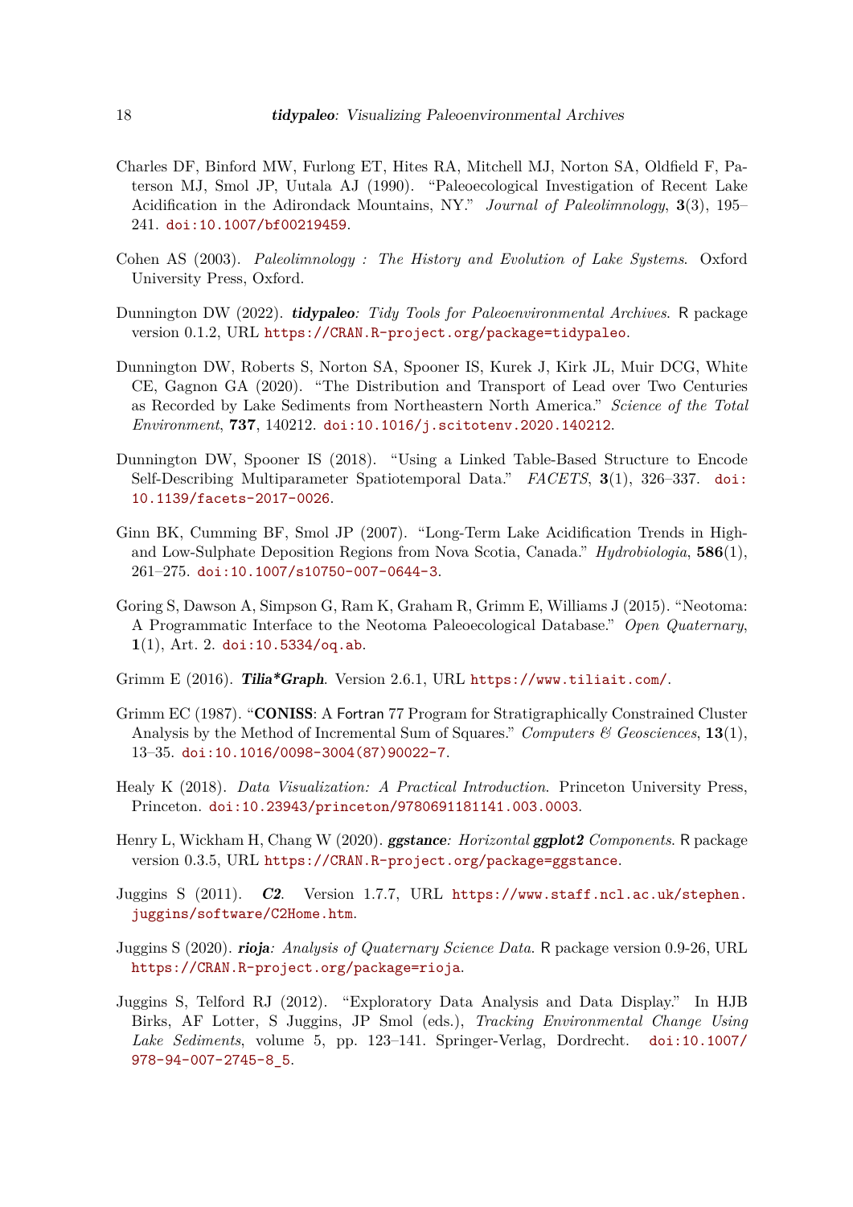Charles DF, Binford MW, Furlong ET, Hites RA, Mitchell MJ, Norton SA, Oldfield F, Paterson MJ, Smol JP, Uutala AJ (1990). "Paleoecological Investigation of Recent Lake Acidification in the Adirondack Mountains, NY." *Journal of Paleolimnology*, **3**(3), 195–241. doi:10.1007/bf00219459.

Cohen AS (2003). *Paleolimnology : The History and Evolution of Lake Systems*. Oxford University Press, Oxford.

Dunnington DW (2022). ***tidypaleo**: Tidy Tools for Paleoenvironmental Archives*. R package version 0.1.2, URL https://CRAN.R-project.org/package=tidypaleo.

Dunnington DW, Roberts S, Norton SA, Spooner IS, Kurek J, Kirk JL, Muir DCG, White CE, Gagnon GA (2020). "The Distribution and Transport of Lead over Two Centuries as Recorded by Lake Sediments from Northeastern North America." *Science of the Total Environment*, **737**, 140212. doi:10.1016/j.scitotenv.2020.140212.

Dunnington DW, Spooner IS (2018). "Using a Linked Table-Based Structure to Encode Self-Describing Multiparameter Spatiotemporal Data." *FACETS*, **3**(1), 326–337. doi:10.1139/facets-2017-0026.

Ginn BK, Cumming BF, Smol JP (2007). "Long-Term Lake Acidification Trends in High- and Low-Sulphate Deposition Regions from Nova Scotia, Canada." *Hydrobiologia*, **586**(1), 261–275. doi:10.1007/s10750-007-0644-3.

Goring S, Dawson A, Simpson G, Ram K, Graham R, Grimm E, Williams J (2015). "Neotoma: A Programmatic Interface to the Neotoma Paleoecological Database." *Open Quaternary*, **1**(1), Art. 2. doi:10.5334/oq.ab.

Grimm E (2016). ***Tilia*Graph***. Version 2.6.1, URL https://www.tiliait.com/.

Grimm EC (1987). "**CONISS**: A Fortran 77 Program for Stratigraphically Constrained Cluster Analysis by the Method of Incremental Sum of Squares." *Computers & Geosciences*, **13**(1), 13–35. doi:10.1016/0098-3004(87)90022-7.

Healy K (2018). *Data Visualization: A Practical Introduction*. Princeton University Press, Princeton. doi:10.23943/princeton/9780691181141.003.0003.

Henry L, Wickham H, Chang W (2020). ***ggstance**: Horizontal **ggplot2** Components*. R package version 0.3.5, URL https://CRAN.R-project.org/package=ggstance.

Juggins S (2011). ***C2***. Version 1.7.7, URL https://www.staff.ncl.ac.uk/stephen.juggins/software/C2Home.htm.

Juggins S (2020). ***rioja**: Analysis of Quaternary Science Data*. R package version 0.9-26, URL https://CRAN.R-project.org/package=rioja.

Juggins S, Telford RJ (2012). "Exploratory Data Analysis and Data Display." In HJB Birks, AF Lotter, S Juggins, JP Smol (eds.), *Tracking Environmental Change Using Lake Sediments*, volume 5, pp. 123–141. Springer-Verlag, Dordrecht. doi:10.1007/978-94-007-2745-8_5.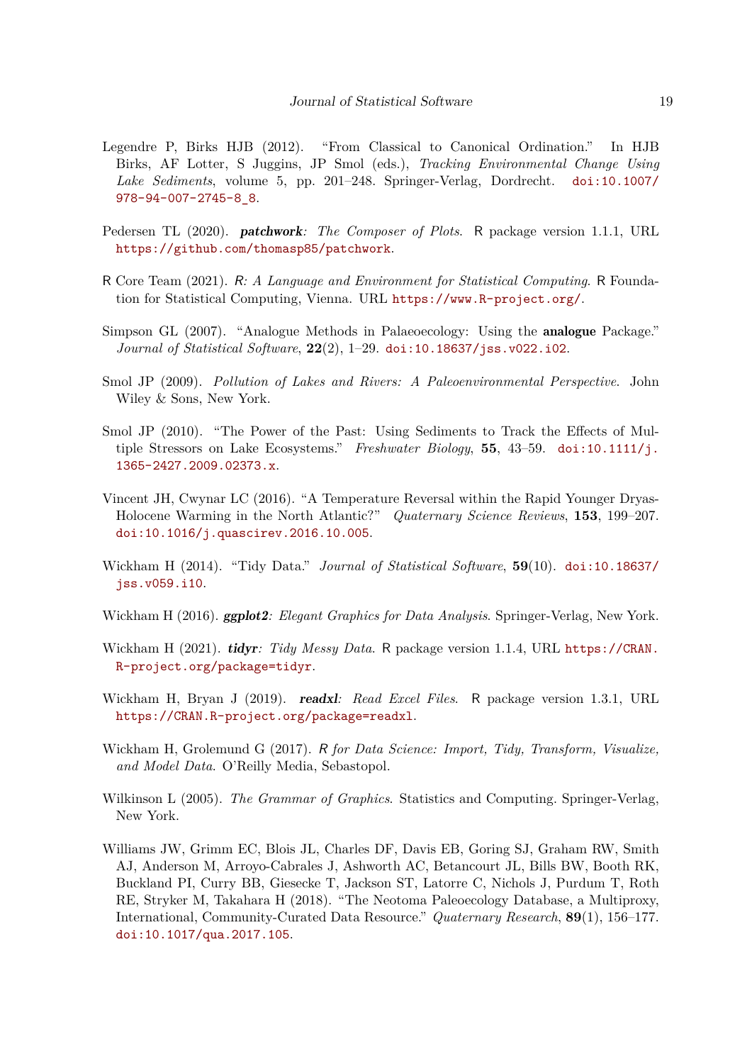Legendre P, Birks HJB (2012). "From Classical to Canonical Ordination." In HJB Birks, AF Lotter, S Juggins, JP Smol (eds.), *Tracking Environmental Change Using Lake Sediments*, volume 5, pp. 201–248. Springer-Verlag, Dordrecht. doi:10.1007/978-94-007-2745-8_8.

Pedersen TL (2020). ***patchwork**: The Composer of Plots*. R package version 1.1.1, URL https://github.com/thomasp85/patchwork.

R Core Team (2021). *R: A Language and Environment for Statistical Computing*. R Foundation for Statistical Computing, Vienna. URL https://www.R-project.org/.

Simpson GL (2007). "Analogue Methods in Palaeoecology: Using the **analogue** Package." *Journal of Statistical Software*, **22**(2), 1–29. doi:10.18637/jss.v022.i02.

Smol JP (2009). *Pollution of Lakes and Rivers: A Paleoenvironmental Perspective*. John Wiley & Sons, New York.

Smol JP (2010). "The Power of the Past: Using Sediments to Track the Effects of Multiple Stressors on Lake Ecosystems." *Freshwater Biology*, **55**, 43–59. doi:10.1111/j.1365-2427.2009.02373.x.

Vincent JH, Cwynar LC (2016). "A Temperature Reversal within the Rapid Younger Dryas-Holocene Warming in the North Atlantic?" *Quaternary Science Reviews*, **153**, 199–207. doi:10.1016/j.quascirev.2016.10.005.

Wickham H (2014). "Tidy Data." *Journal of Statistical Software*, **59**(10). doi:10.18637/jss.v059.i10.

Wickham H (2016). ***ggplot2**: Elegant Graphics for Data Analysis*. Springer-Verlag, New York.

Wickham H (2021). ***tidyr**: Tidy Messy Data*. R package version 1.1.4, URL https://CRAN.R-project.org/package=tidyr.

Wickham H, Bryan J (2019). ***readxl**: Read Excel Files*. R package version 1.3.1, URL https://CRAN.R-project.org/package=readxl.

Wickham H, Grolemund G (2017). *R for Data Science: Import, Tidy, Transform, Visualize, and Model Data*. O'Reilly Media, Sebastopol.

Wilkinson L (2005). *The Grammar of Graphics*. Statistics and Computing. Springer-Verlag, New York.

Williams JW, Grimm EC, Blois JL, Charles DF, Davis EB, Goring SJ, Graham RW, Smith AJ, Anderson M, Arroyo-Cabrales J, Ashworth AC, Betancourt JL, Bills BW, Booth RK, Buckland PI, Curry BB, Giesecke T, Jackson ST, Latorre C, Nichols J, Purdum T, Roth RE, Stryker M, Takahara H (2018). "The Neotoma Paleoecology Database, a Multiproxy, International, Community-Curated Data Resource." *Quaternary Research*, **89**(1), 156–177. doi:10.1017/qua.2017.105.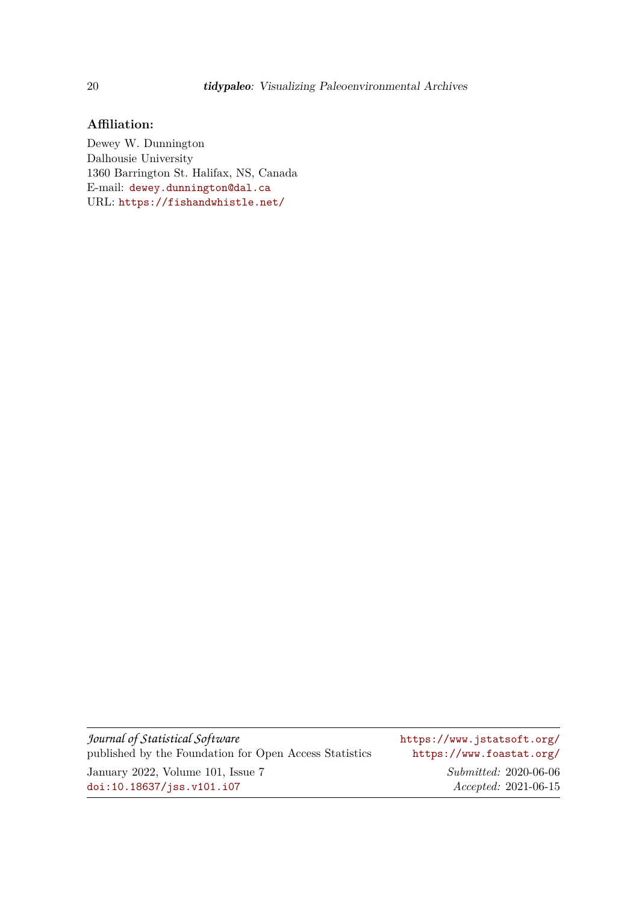**Affiliation:**

Dewey W. Dunnington
Dalhousie University
1360 Barrington St. Halifax, NS, Canada
E-mail: dewey.dunnington@dal.ca
URL: https://fishandwhistle.net/

*Journal of Statistical Software* https://www.jstatsoft.org/
published by the Foundation for Open Access Statistics https://www.foastat.org/
January 2022, Volume 101, Issue 7 *Submitted:* 2020-06-06
doi:10.18637/jss.v101.i07 *Accepted:* 2021-06-15